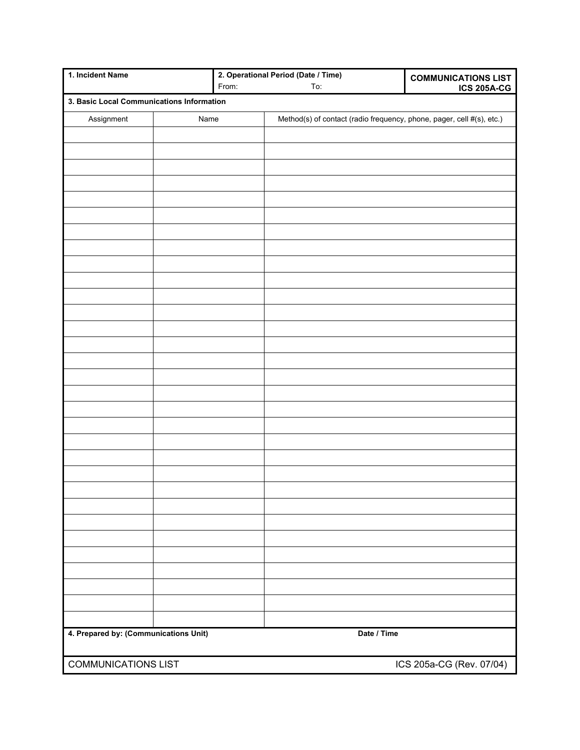| 1. Incident Name | 2. Operational Period (Date / Time) From: To: | COMMUNICATIONS LIST ICS 205A-CG |
|---|---|---|

**3. Basic Local Communications Information**

| Assignment | Name | Method(s) of contact (radio frequency, phone, pager, cell #(s), etc.) |
|---|---|---|
| | | |
| | | |
| | | |
| | | |
| | | |
| | | |
| | | |
| | | |
| | | |
| | | |
| | | |
| | | |
| | | |
| | | |
| | | |
| | | |
| | | |
| | | |
| | | |
| | | |
| | | |
| | | |
| | | |
| | | |
| | | |
| | | |
| | | |
| | | |
| | | |
| | | |

| 4. Prepared by: (Communications Unit) | Date / Time |
|---|---|
| | |

COMMUNICATIONS LIST ICS 205a-CG (Rev. 07/04)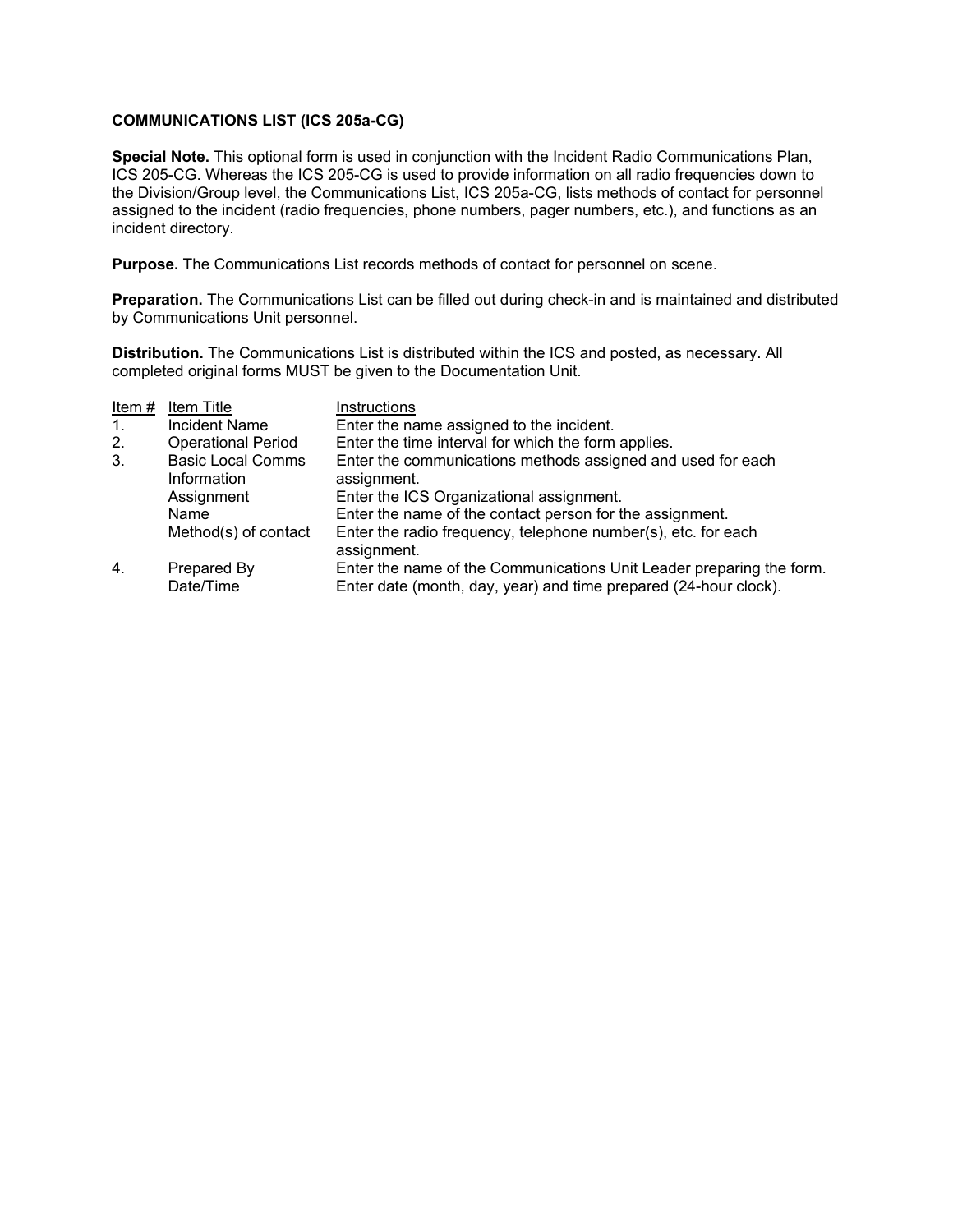**COMMUNICATIONS LIST (ICS 205a-CG)**

**Special Note.** This optional form is used in conjunction with the Incident Radio Communications Plan, ICS 205-CG. Whereas the ICS 205-CG is used to provide information on all radio frequencies down to the Division/Group level, the Communications List, ICS 205a-CG, lists methods of contact for personnel assigned to the incident (radio frequencies, phone numbers, pager numbers, etc.), and functions as an incident directory.

**Purpose.** The Communications List records methods of contact for personnel on scene.

**Preparation.** The Communications List can be filled out during check-in and is maintained and distributed by Communications Unit personnel.

**Distribution.** The Communications List is distributed within the ICS and posted, as necessary. All completed original forms MUST be given to the Documentation Unit.

| Item # | Item Title | Instructions |
|---|---|---|
| 1. | Incident Name | Enter the name assigned to the incident. |
| 2. | Operational Period | Enter the time interval for which the form applies. |
| 3. | Basic Local Comms Information | Enter the communications methods assigned and used for each assignment. |
| | Assignment | Enter the ICS Organizational assignment. |
| | Name | Enter the name of the contact person for the assignment. |
| | Method(s) of contact | Enter the radio frequency, telephone number(s), etc. for each assignment. |
| 4. | Prepared By | Enter the name of the Communications Unit Leader preparing the form. |
| | Date/Time | Enter date (month, day, year) and time prepared (24-hour clock). |